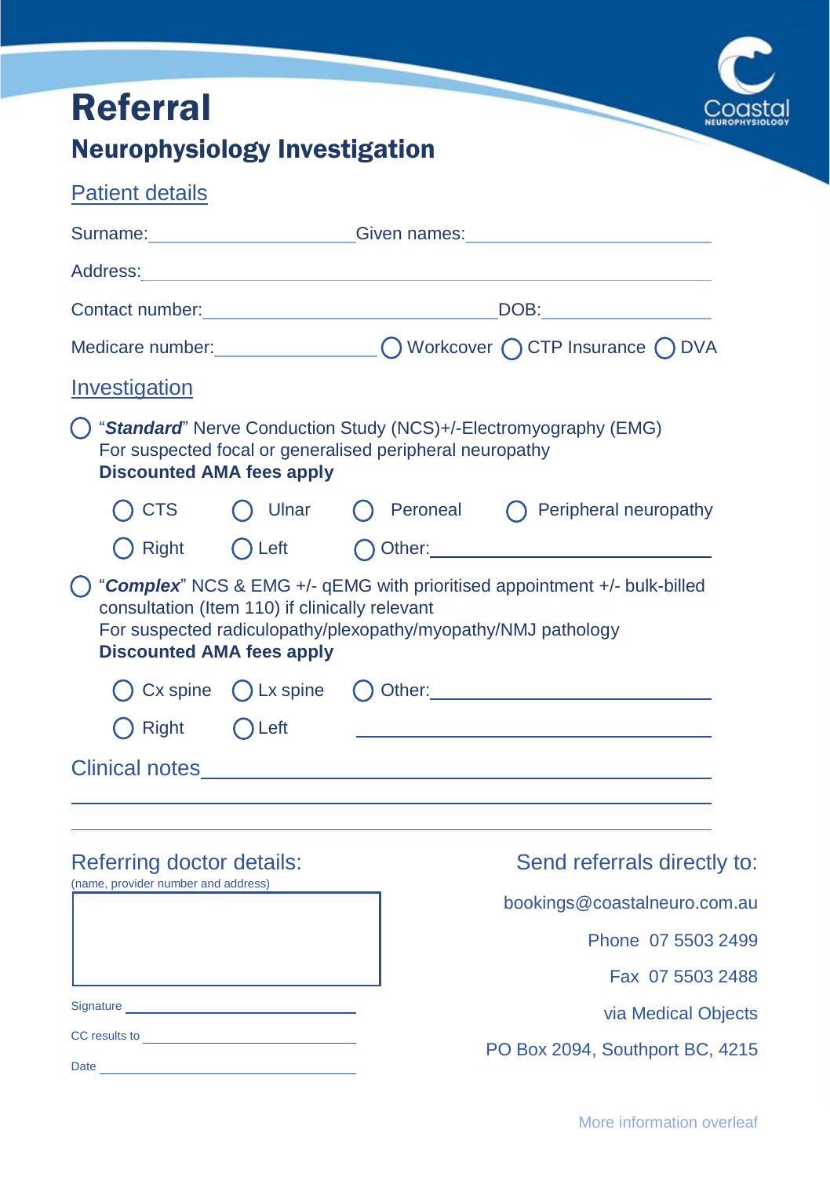Coastal
NEUROPHYSIOLOGY

# Referral

## Neurophysiology Investigation

### Patient details

Surname: ____________________ Given names: ____________________

Address: ________________________________________

Contact number: ____________________ DOB: ____________________

Medicare number: ____________________ ◯ Workcover ◯ CTP Insurance ◯ DVA

### Investigation

◯ "***Standard***" Nerve Conduction Study (NCS)+/-Electromyography (EMG)
For suspected focal or generalised peripheral neuropathy
**Discounted AMA fees apply**

◯ CTS ◯ Ulnar ◯ Peroneal ◯ Peripheral neuropathy

◯ Right ◯ Left ◯ Other: ____________________

◯ "***Complex***" NCS & EMG +/- qEMG with prioritised appointment +/- bulk-billed consultation (Item 110) if clinically relevant
For suspected radiculopathy/plexopathy/myopathy/NMJ pathology
**Discounted AMA fees apply**

◯ Cx spine ◯ Lx spine ◯ Other: ____________________

◯ Right ◯ Left ____________________

### Clinical notes

________________________________________

________________________________________

________________________________________

### Referring doctor details:

(name, provider number and address)

Signature ____________________

CC results to ____________________

Date ____________________

### Send referrals directly to:

bookings@coastalneuro.com.au

Phone 07 5503 2499

Fax 07 5503 2488

via Medical Objects

PO Box 2094, Southport BC, 4215

More information overleaf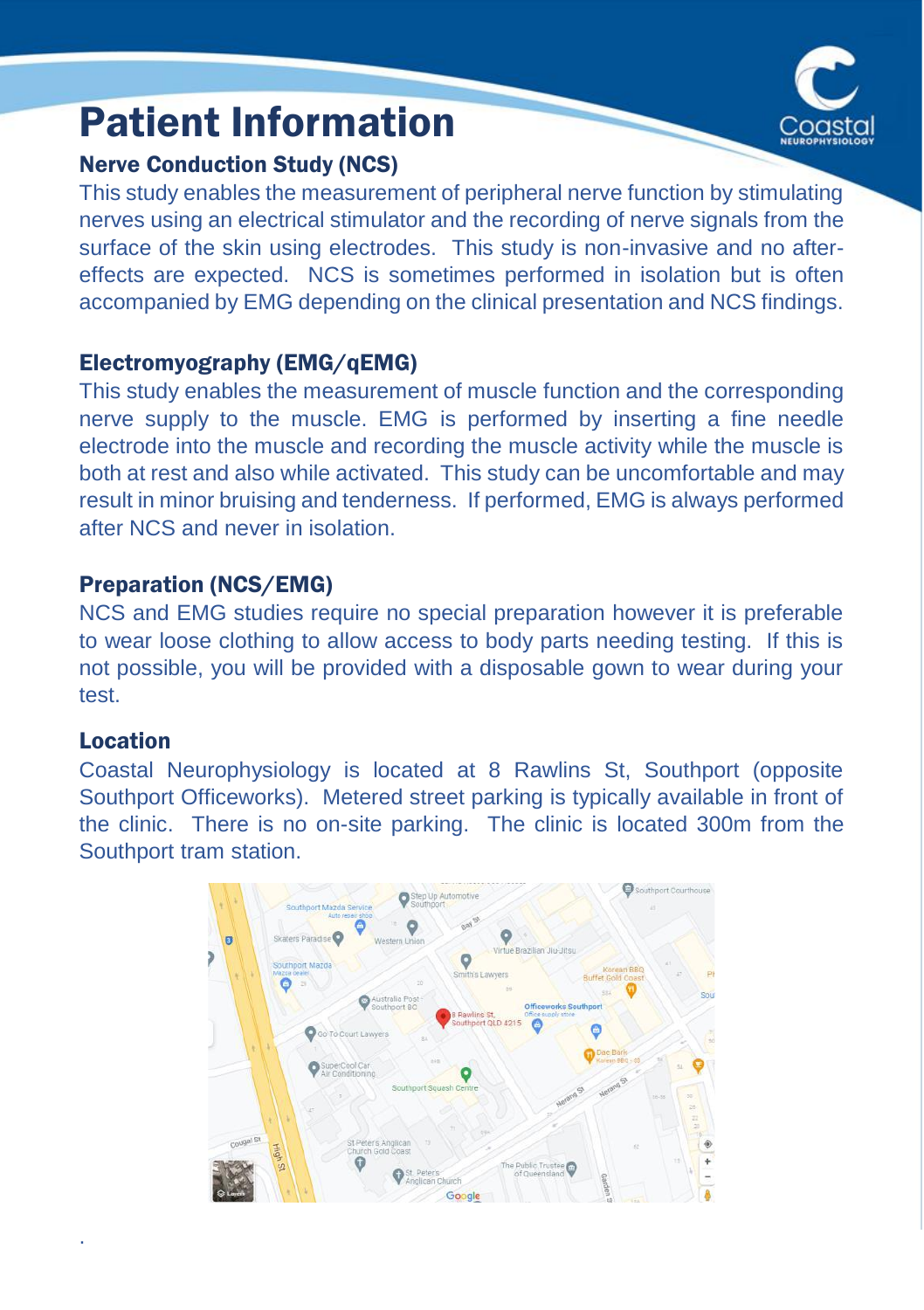# Patient Information

## Nerve Conduction Study (NCS)

This study enables the measurement of peripheral nerve function by stimulating nerves using an electrical stimulator and the recording of nerve signals from the surface of the skin using electrodes. This study is non-invasive and no after-effects are expected. NCS is sometimes performed in isolation but is often accompanied by EMG depending on the clinical presentation and NCS findings.

## Electromyography (EMG/qEMG)

This study enables the measurement of muscle function and the corresponding nerve supply to the muscle. EMG is performed by inserting a fine needle electrode into the muscle and recording the muscle activity while the muscle is both at rest and also while activated. This study can be uncomfortable and may result in minor bruising and tenderness. If performed, EMG is always performed after NCS and never in isolation.

## Preparation (NCS/EMG)

NCS and EMG studies require no special preparation however it is preferable to wear loose clothing to allow access to body parts needing testing. If this is not possible, you will be provided with a disposable gown to wear during your test.

## Location

Coastal Neurophysiology is located at 8 Rawlins St, Southport (opposite Southport Officeworks). Metered street parking is typically available in front of the clinic. There is no on-site parking. The clinic is located 300m from the Southport tram station.